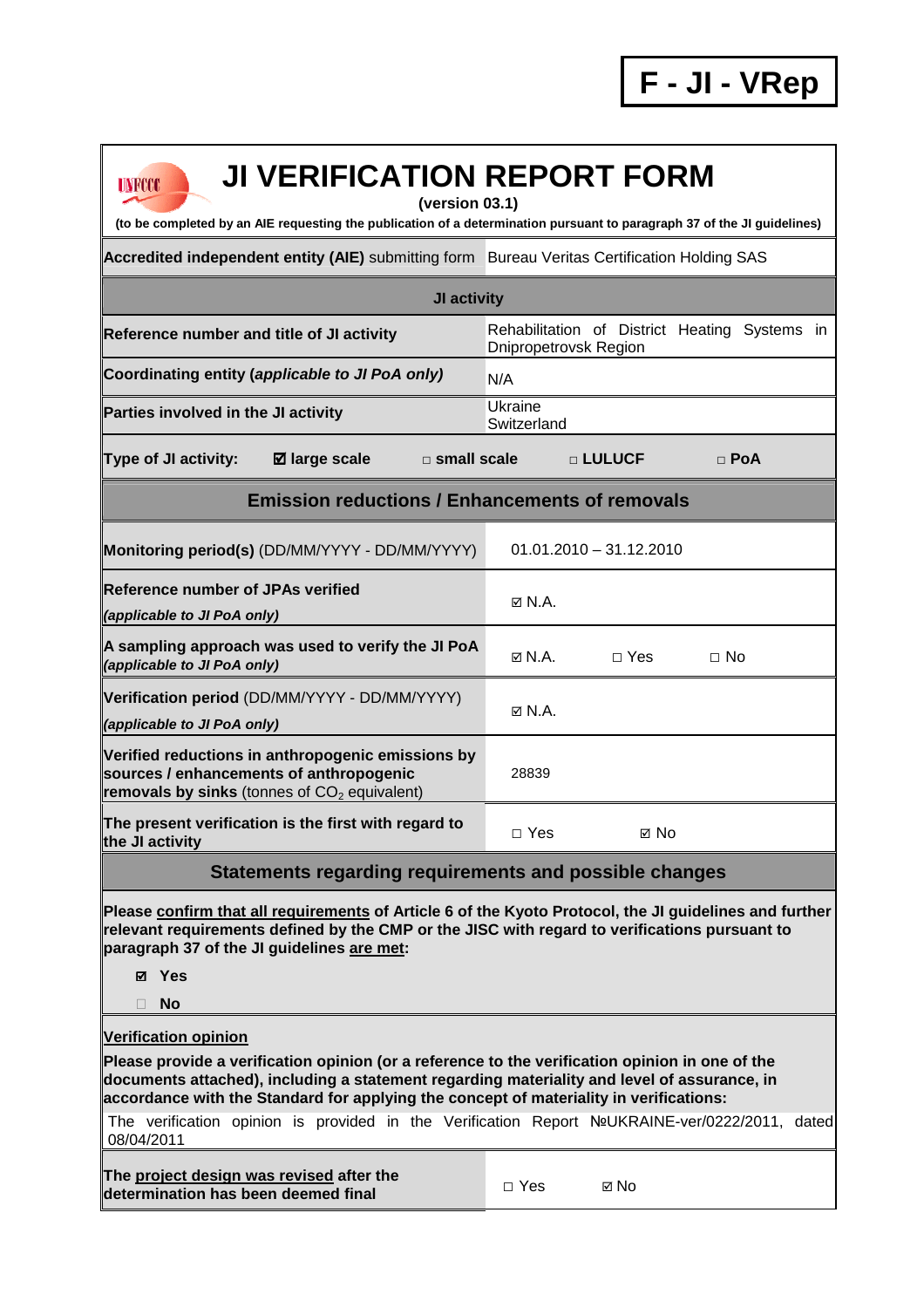**F - JI - VRep**

# JI VERIFICATION REPORT FORM

**(version 03.1)**

**(to be completed by an AIE requesting the publication of a determination pursuant to paragraph 37 of the JI guidelines)**

| | |
|---|---|
| **Accredited independent entity (AIE)** submitting form | Bureau Veritas Certification Holding SAS |
| **JI activity** | |
| **Reference number and title of JI activity** | Rehabilitation of District Heating Systems in Dnipropetrovsk Region |
| **Coordinating entity (*applicable to JI PoA only*)** | N/A |
| **Parties involved in the JI activity** | Ukraine<br>Switzerland |
| **Type of JI activity:** ☑ **large scale** □ **small scale** □ **LULUCF** □ **PoA** | |
| **Emission reductions / Enhancements of removals** | |
| **Monitoring period(s)** (DD/MM/YYYY - DD/MM/YYYY) | 01.01.2010 – 31.12.2010 |
| **Reference number of JPAs verified** ***(applicable to JI PoA only)*** | ☑ N.A. |
| **A sampling approach was used to verify the JI PoA** ***(applicable to JI PoA only)*** | ☑ N.A. □ Yes □ No |
| **Verification period** (DD/MM/YYYY - DD/MM/YYYY) ***(applicable to JI PoA only)*** | ☑ N.A. |
| **Verified reductions in anthropogenic emissions by sources / enhancements of anthropogenic removals by sinks** (tonnes of $CO_2$ equivalent) | 28839 |
| **The present verification is the first with regard to the JI activity** | □ Yes ☑ No |

## Statements regarding requirements and possible changes

**Please <u>confirm that all requirements</u> of Article 6 of the Kyoto Protocol, the JI guidelines and further relevant requirements defined by the CMP or the JISC with regard to verifications pursuant to paragraph 37 of the JI guidelines <u>are met</u>:**

- ☑ **Yes**
- □ **No**

**<u>Verification opinion</u>**

**Please provide a verification opinion (or a reference to the verification opinion in one of the documents attached), including a statement regarding materiality and level of assurance, in accordance with the Standard for applying the concept of materiality in verifications:**

The verification opinion is provided in the Verification Report №UKRAINE-ver/0222/2011, dated 08/04/2011

| | |
|---|---|
| **The <u>project design was revised</u> after the determination has been deemed final** | □ Yes ☑ No |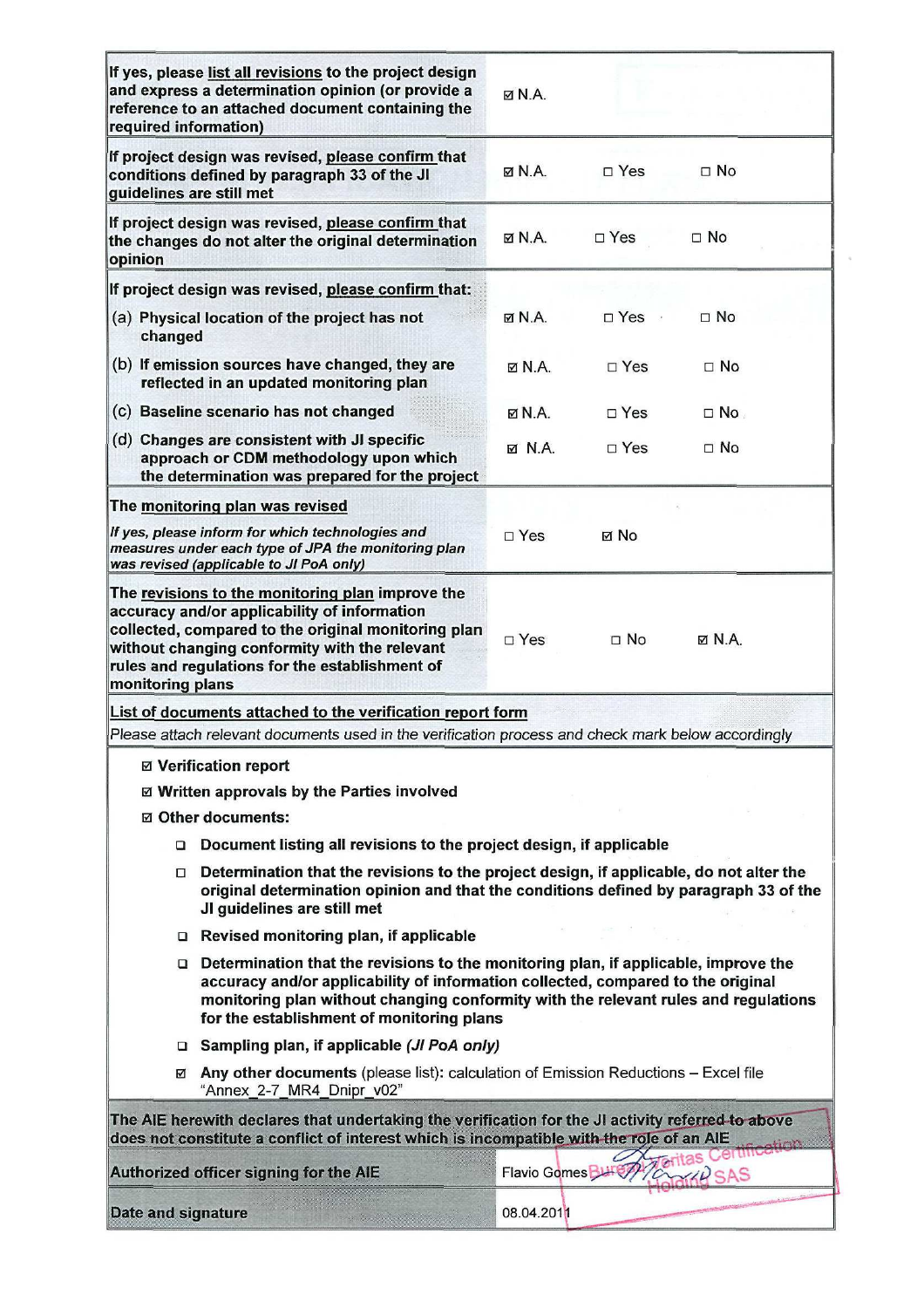| | | | |
|---|---|---|---|
| **If yes, please list all revisions to the project design and express a determination opinion (or provide a reference to an attached document containing the required information)** | ☑ N.A. | | |
| **If project design was revised, please confirm that conditions defined by paragraph 33 of the JI guidelines are still met** | ☑ N.A. | ☐ Yes | ☐ No |
| **If project design was revised, please confirm that the changes do not alter the original determination opinion** | ☑ N.A. | ☐ Yes | ☐ No |
| **If project design was revised, please confirm that:** | | | |
| **(a) Physical location of the project has not changed** | ☑ N.A. | ☐ Yes | ☐ No |
| **(b) If emission sources have changed, they are reflected in an updated monitoring plan** | ☑ N.A. | ☐ Yes | ☐ No |
| **(c) Baseline scenario has not changed** | ☑ N.A. | ☐ Yes | ☐ No |
| **(d) Changes are consistent with JI specific approach or CDM methodology upon which the determination was prepared for the project** | ☑ N.A. | ☐ Yes | ☐ No |
| **The monitoring plan was revised** *If yes, please inform for which technologies and measures under each type of JPA the monitoring plan was revised (applicable to JI PoA only)* | ☐ Yes | ☑ No | |
| **The revisions to the monitoring plan improve the accuracy and/or applicability of information collected, compared to the original monitoring plan without changing conformity with the relevant rules and regulations for the establishment of monitoring plans** | ☐ Yes | ☐ No | ☑ N.A. |

**List of documents attached to the verification report form**

*Please attach relevant documents used in the verification process and check mark below accordingly*

- ☑ **Verification report**
- ☑ **Written approvals by the Parties involved**
- ☑ **Other documents:**
  - ☐ **Document listing all revisions to the project design, if applicable**
  - ☐ **Determination that the revisions to the project design, if applicable, do not alter the original determination opinion and that the conditions defined by paragraph 33 of the JI guidelines are still met**
  - ☐ **Revised monitoring plan, if applicable**
  - ☐ **Determination that the revisions to the monitoring plan, if applicable, improve the accuracy and/or applicability of information collected, compared to the original monitoring plan without changing conformity with the relevant rules and regulations for the establishment of monitoring plans**
  - ☐ **Sampling plan, if applicable** *(JI PoA only)*
  - ☑ **Any other documents** (please list): calculation of Emission Reductions – Excel file "Annex_2-7_MR4_Dnipr_v02"

**The AIE herewith declares that undertaking the verification for the JI activity referred to above does not constitute a conflict of interest which is incompatible with the role of an AIE**

| | |
|---|---|
| **Authorized officer signing for the AIE** | Flavio Gomes Bureau Veritas Certification Holding SAS |
| **Date and signature** | 08.04.2011 |